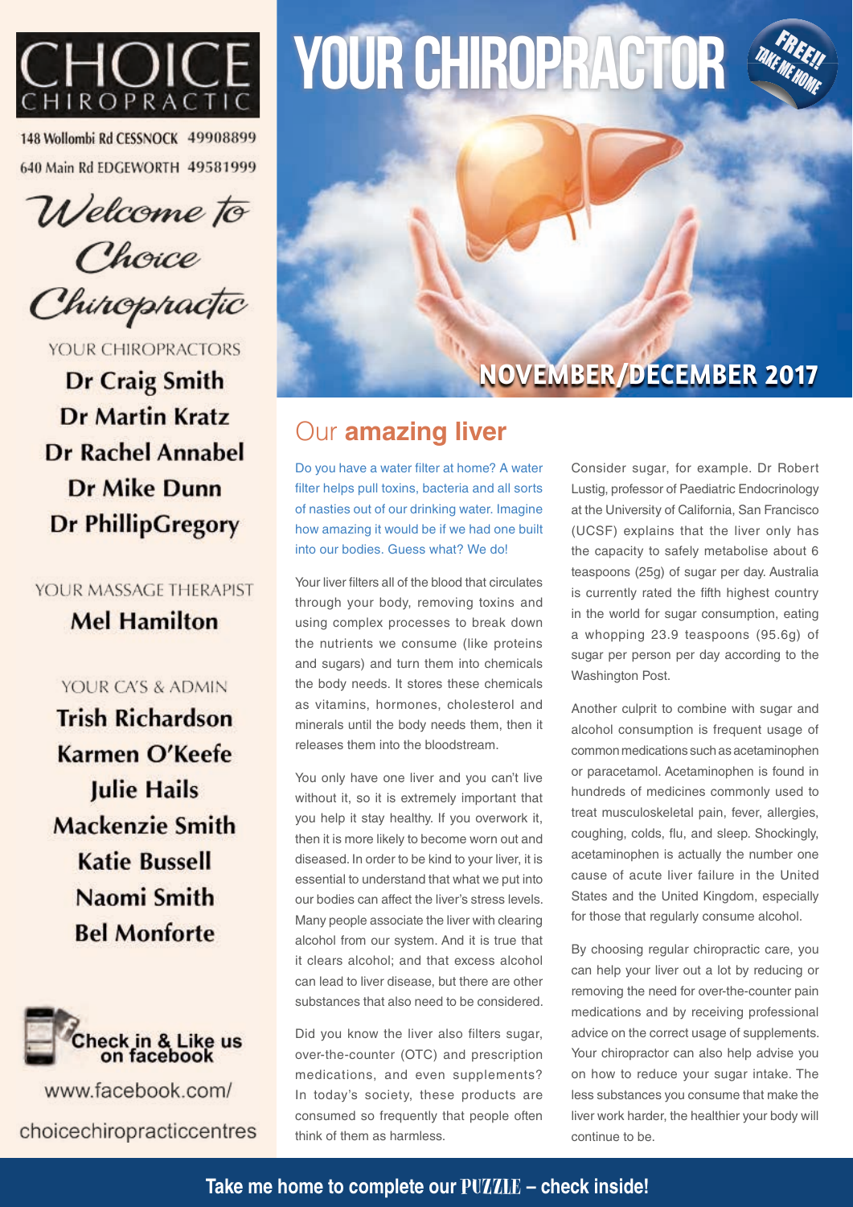# CHOICE CHIROPRACTIC

148 Wollombi Rd CESSNOCK 49908899

640 Main Rd EDGEWORTH 49581999

*Welcome to Choice Chiropractic*

YOUR CHIROPRACTORS

**Dr Craig Smith**
**Dr Martin Kratz**
**Dr Rachel Annabel**
**Dr Mike Dunn**
**Dr PhillipGregory**

YOUR MASSAGE THERAPIST

**Mel Hamilton**

YOUR CA'S & ADMIN

**Trish Richardson**
**Karmen O'Keefe**
**Julie Hails**
**Mackenzie Smith**
**Katie Bussell**
**Naomi Smith**
**Bel Monforte**

**Check in & Like us on facebook**

www.facebook.com/choicechiropracticcentres

# YOUR CHIROPRACTOR

FREE!! TAKE ME HOME

## NOVEMBER/DECEMBER 2017

## Our **amazing liver**

Do you have a water filter at home? A water filter helps pull toxins, bacteria and all sorts of nasties out of our drinking water. Imagine how amazing it would be if we had one built into our bodies. Guess what? We do!

Your liver filters all of the blood that circulates through your body, removing toxins and using complex processes to break down the nutrients we consume (like proteins and sugars) and turn them into chemicals the body needs. It stores these chemicals as vitamins, hormones, cholesterol and minerals until the body needs them, then it releases them into the bloodstream.

You only have one liver and you can't live without it, so it is extremely important that you help it stay healthy. If you overwork it, then it is more likely to become worn out and diseased. In order to be kind to your liver, it is essential to understand that what we put into our bodies can affect the liver's stress levels. Many people associate the liver with clearing alcohol from our system. And it is true that it clears alcohol; and that excess alcohol can lead to liver disease, but there are other substances that also need to be considered.

Did you know the liver also filters sugar, over-the-counter (OTC) and prescription medications, and even supplements? In today's society, these products are consumed so frequently that people often think of them as harmless.

Consider sugar, for example. Dr Robert Lustig, professor of Paediatric Endocrinology at the University of California, San Francisco (UCSF) explains that the liver only has the capacity to safely metabolise about 6 teaspoons (25g) of sugar per day. Australia is currently rated the fifth highest country in the world for sugar consumption, eating a whopping 23.9 teaspoons (95.6g) of sugar per person per day according to the Washington Post.

Another culprit to combine with sugar and alcohol consumption is frequent usage of common medications such as acetaminophen or paracetamol. Acetaminophen is found in hundreds of medicines commonly used to treat musculoskeletal pain, fever, allergies, coughing, colds, flu, and sleep. Shockingly, acetaminophen is actually the number one cause of acute liver failure in the United States and the United Kingdom, especially for those that regularly consume alcohol.

By choosing regular chiropractic care, you can help your liver out a lot by reducing or removing the need for over-the-counter pain medications and by receiving professional advice on the correct usage of supplements. Your chiropractor can also help advise you on how to reduce your sugar intake. The less substances you consume that make the liver work harder, the healthier your body will continue to be.

**Take me home to complete our PUZZLE – check inside!**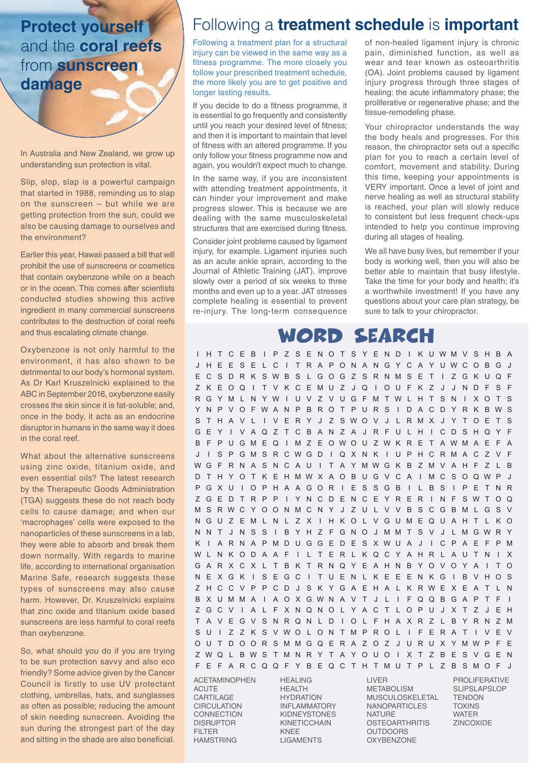# Protect yourself and the coral reefs from sunscreen damage

In Australia and New Zealand, we grow up understanding sun protection is vital.

Slip, slop, slap is a powerful campaign that started in 1988, reminding us to slap on the sunscreen – but while we are getting protection from the sun, could we also be causing damage to ourselves and the environment?

Earlier this year, Hawaii passed a bill that will prohibit the use of sunscreens or cosmetics that contain oxybenzone while on a beach or in the ocean. This comes after scientists conducted studies showing this active ingredient in many commercial sunscreens contributes to the destruction of coral reefs and thus escalating climate change.

Oxybenzone is not only harmful to the environment, it has also shown to be detrimental to our body's hormonal system. As Dr Karl Kruszelnicki explained to the ABC in September 2016, oxybenzone easily crosses the skin since it is fat-soluble; and, once in the body, it acts as an endocrine disruptor in humans in the same way it does in the coral reef.

What about the alternative sunscreens using zinc oxide, titanium oxide, and even essential oils? The latest research by the Therapeutic Goods Administration (TGA) suggests these do not reach body cells to cause damage; and when our 'macrophages' cells were exposed to the nanoparticles of these sunscreens in a lab, they were able to absorb and break them down normally. With regards to marine life, according to international organisation Marine Safe, research suggests these types of sunscreens may also cause harm. However, Dr. Kruszelnicki explains that zinc oxide and titanium oxide based sunscreens are less harmful to coral reefs than oxybenzone.

So, what should you do if you are trying to be sun protection savvy and also eco friendly? Some advice given by the Cancer Council is firstly to use UV protectant clothing, umbrellas, hats, and sunglasses as often as possible; reducing the amount of skin needing sunscreen. Avoiding the sun during the strongest part of the day and sitting in the shade are also beneficial.

# Following a **treatment schedule** is **important**

Following a treatment plan for a structural injury can be viewed in the same way as a fitness programme. The more closely you follow your prescribed treatment schedule, the more likely you are to get positive and longer lasting results.

If you decide to do a fitness programme, it is essential to go frequently and consistently until you reach your desired level of fitness; and then it is important to maintain that level of fitness with an altered programme. If you only follow your fitness programme now and again, you wouldn't expect much to change.

In the same way, if you are inconsistent with attending treatment appointments, it can hinder your improvement and make progress slower. This is because we are dealing with the same musculoskeletal structures that are exercised during fitness.

Consider joint problems caused by ligament injury, for example. Ligament injuries such as an acute ankle sprain, according to the Journal of Athletic Training (JAT), improve slowly over a period of six weeks to three months and even up to a year. JAT stresses complete healing is essential to prevent re-injury. The long-term consequence of non-healed ligament injury is chronic pain, diminished function, as well as wear and tear known as osteoarthritis (OA). Joint problems caused by ligament injury progress through three stages of healing: the acute inflammatory phase; the proliferative or regenerative phase; and the tissue-remodeling phase.

Your chiropractor understands the way the body heals and progresses. For this reason, the chiropractor sets out a specific plan for you to reach a certain level of comfort, movement and stability. During this time, keeping your appointments is VERY important. Once a level of joint and nerve healing as well as structural stability is reached, your plan will slowly reduce to consistent but less frequent check-ups intended to help you continue improving during all stages of healing.

We all have busy lives, but remember if your body is working well, then you will also be better able to maintain that busy lifestyle. Take the time for your body and health; it's a worthwhile investment! If you have any questions about your care plan strategy, be sure to talk to your chiropractor.

# WORD SEARCH

```
I H T C E B I P Z S E N O T S Y E N D I K U W M V S H B A
J H E E S E L C I T R A P O N A N G Y C A Y U W C O B G J
E C S D R K S W B S L G O G Z S R N M S E T I Z G K U Q F
Z K E O Q I T V K C E M U Z J Q I O U F K Z J J N D F S F
R G Y M L N Y W I U V Z V U G F M T W L H T S N I X O T S
Y N P V O F W A N P B R O T P U R S I D A C D Y R K B W S
S T H A V L I V E R Y J Z S W O V J L R M X J Y T O E T S
G E Y I V A Q Z T C B A N Z A J R F U L H I C D S H Q Y F
B F P U G M E Q I M Z E O W O U Z W K R E T A W M A E F A
J I S P G M S R C W G D I Q X N K I U P H C R M A C Z V F
W G F R N A S N C A U I T A Y M W G K B Z M V A H F Z L B
D T H Y O T K E H M W X A O B U G V C A I M C S O Q W P J
P G X U I O P H A A G O R I E S S G B I L B S I P E T N R
Z G E D T R P P I Y N C D E N C E Y R E R I N F S W T O Q
M S R W C Y O O N M C N Y J Z U L V V B S C G B M L G S V
N G U Z E M L N L Z X I H K O L V G U M E Q U A H T L K O
N N T J N S S I B Y H Z F G N O J M M T S V J L M G W R Y
K I A R N A P M D U G G E D E S X W U A J I C P A E F P M
W L N K O D A A F I L T E R L K Q C Y A H R L A U T N I X
G A R X C X L T B K T R N Q Y E A H N B Y O V O Y A I T O
N E X G K I S E G C I T U E N L K E E E N K G I B V H O S
Z H C C V P P C D J S K Y G A E H A L K R W E X E A T L N
B X U M M A I A O X G W N A V T J L I F Q Q B G A P T F I
Z G C V I A L F X N Q N O L Y A C T L O P U J X T Z J E H
T A V E G V S N R Q N L D I O L F H A X R Z L B Y R N Z M
S U I Z Z K S V W O L O N T M P R O L I F E R A T I V E V
O U T D O O R S M M G Q E R A Z O Z J U R U X Y M W P F E
Z W Q L B W S T M N R Y T A Y O U O I X T Z B E S V G E N
F E F A R C Q Q F Y B E Q C T H T M U T P L Z B S M O F J
```

ACETAMINOPHEN
ACUTE
CARTILAGE
CIRCULATION
CONNECTION
DISRUPTOR
FILTER
HAMSTRING
HEALING
HEALTH
HYDRATION
INFLAMMATORY
KIDNEYSTONES
KINETICCHAIN
KNEE
LIGAMENTS
LIVER
METABOLISM
MUSCULOSKELETAL
NANOPARTICLES
NATURE
OSTEOARTHRITIS
OUTDOORS
OXYBENZONE
PROLIFERATIVE
SLIPSLAPSLOP
TENDON
TOXINS
WATER
ZINCOXIDE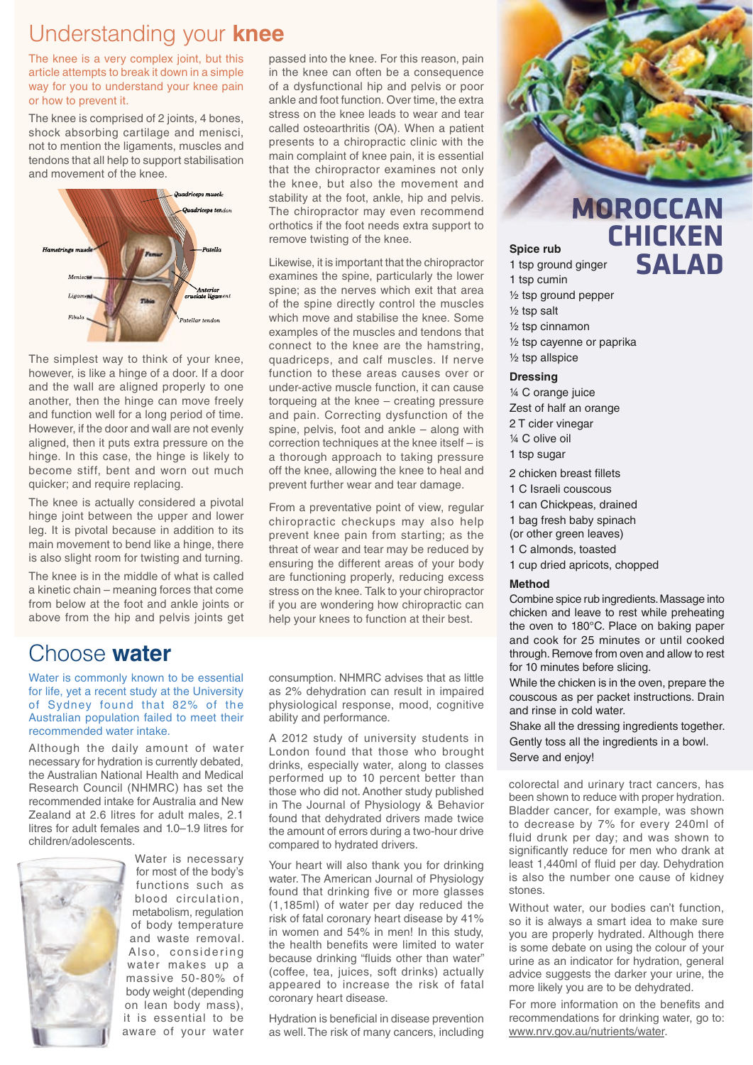# Understanding your **knee**

The knee is a very complex joint, but this article attempts to break it down in a simple way for you to understand your knee pain or how to prevent it.

The knee is comprised of 2 joints, 4 bones, shock absorbing cartilage and menisci, not to mention the ligaments, muscles and tendons that all help to support stabilisation and movement of the knee.

Quadriceps muscle
Quadriceps tendon
Hamstrings muscle
Femur
Patella
Meniscus
Ligament
Anterior cruciate ligament
Tibia
Fibula
Patellar tendon

The simplest way to think of your knee, however, is like a hinge of a door. If a door and the wall are aligned properly to one another, then the hinge can move freely and function well for a long period of time. However, if the door and wall are not evenly aligned, then it puts extra pressure on the hinge. In this case, the hinge is likely to become stiff, bent and worn out much quicker; and require replacing.

The knee is actually considered a pivotal hinge joint between the upper and lower leg. It is pivotal because in addition to its main movement to bend like a hinge, there is also slight room for twisting and turning.

The knee is in the middle of what is called a kinetic chain – meaning forces that come from below at the foot and ankle joints or above from the hip and pelvis joints get passed into the knee. For this reason, pain in the knee can often be a consequence of a dysfunctional hip and pelvis or poor ankle and foot function. Over time, the extra stress on the knee leads to wear and tear called osteoarthritis (OA). When a patient presents to a chiropractic clinic with the main complaint of knee pain, it is essential that the chiropractor examines not only the knee, but also the movement and stability at the foot, ankle, hip and pelvis. The chiropractor may even recommend orthotics if the foot needs extra support to remove twisting of the knee.

Likewise, it is important that the chiropractor examines the spine, particularly the lower spine; as the nerves which exit that area of the spine directly control the muscles which move and stabilise the knee. Some examples of the muscles and tendons that connect to the knee are the hamstring, quadriceps, and calf muscles. If nerve function to these areas causes over or under-active muscle function, it can cause torqueing at the knee – creating pressure and pain. Correcting dysfunction of the spine, pelvis, foot and ankle – along with correction techniques at the knee itself – is a thorough approach to taking pressure off the knee, allowing the knee to heal and prevent further wear and tear damage.

From a preventative point of view, regular chiropractic checkups may also help prevent knee pain from starting; as the threat of wear and tear may be reduced by ensuring the different areas of your body are functioning properly, reducing excess stress on the knee. Talk to your chiropractor if you are wondering how chiropractic can help your knees to function at their best.

# MOROCCAN CHICKEN SALAD

**Spice rub**

- 1 tsp ground ginger
- 1 tsp cumin
- ½ tsp ground pepper
- ½ tsp salt
- ½ tsp cinnamon
- ½ tsp cayenne or paprika
- ½ tsp allspice

**Dressing**

- ¼ C orange juice
- Zest of half an orange
- 2 T cider vinegar
- ¼ C olive oil
- 1 tsp sugar

- 2 chicken breast fillets
- 1 C Israeli couscous
- 1 can Chickpeas, drained
- 1 bag fresh baby spinach (or other green leaves)
- 1 C almonds, toasted
- 1 cup dried apricots, chopped

**Method**

Combine spice rub ingredients. Massage into chicken and leave to rest while preheating the oven to 180°C. Place on baking paper and cook for 25 minutes or until cooked through. Remove from oven and allow to rest for 10 minutes before slicing.

While the chicken is in the oven, prepare the couscous as per packet instructions. Drain and rinse in cold water.

Shake all the dressing ingredients together.

Gently toss all the ingredients in a bowl.

Serve and enjoy!

# Choose **water**

Water is commonly known to be essential for life, yet a recent study at the University of Sydney found that 82% of the Australian population failed to meet their recommended water intake.

Although the daily amount of water necessary for hydration is currently debated, the Australian National Health and Medical Research Council (NHMRC) has set the recommended intake for Australia and New Zealand at 2.6 litres for adult males, 2.1 litres for adult females and 1.0–1.9 litres for children/adolescents.

Water is necessary for most of the body's functions such as blood circulation, metabolism, regulation of body temperature and waste removal. Also, considering water makes up a massive 50-80% of body weight (depending on lean body mass), it is essential to be aware of your water consumption. NHMRC advises that as little as 2% dehydration can result in impaired physiological response, mood, cognitive ability and performance.

A 2012 study of university students in London found that those who brought drinks, especially water, along to classes performed up to 10 percent better than those who did not. Another study published in The Journal of Physiology & Behavior found that dehydrated drivers made twice the amount of errors during a two-hour drive compared to hydrated drivers.

Your heart will also thank you for drinking water. The American Journal of Physiology found that drinking five or more glasses (1,185ml) of water per day reduced the risk of fatal coronary heart disease by 41% in women and 54% in men! In this study, the health benefits were limited to water because drinking "fluids other than water" (coffee, tea, juices, soft drinks) actually appeared to increase the risk of fatal coronary heart disease.

Hydration is beneficial in disease prevention as well. The risk of many cancers, including colorectal and urinary tract cancers, has been shown to reduce with proper hydration. Bladder cancer, for example, was shown to decrease by 7% for every 240ml of fluid drunk per day; and was shown to significantly reduce for men who drank at least 1,440ml of fluid per day. Dehydration is also the number one cause of kidney stones.

Without water, our bodies can't function, so it is always a smart idea to make sure you are properly hydrated. Although there is some debate on using the colour of your urine as an indicator for hydration, general advice suggests the darker your urine, the more likely you are to be dehydrated.

For more information on the benefits and recommendations for drinking water, go to: www.nrv.gov.au/nutrients/water.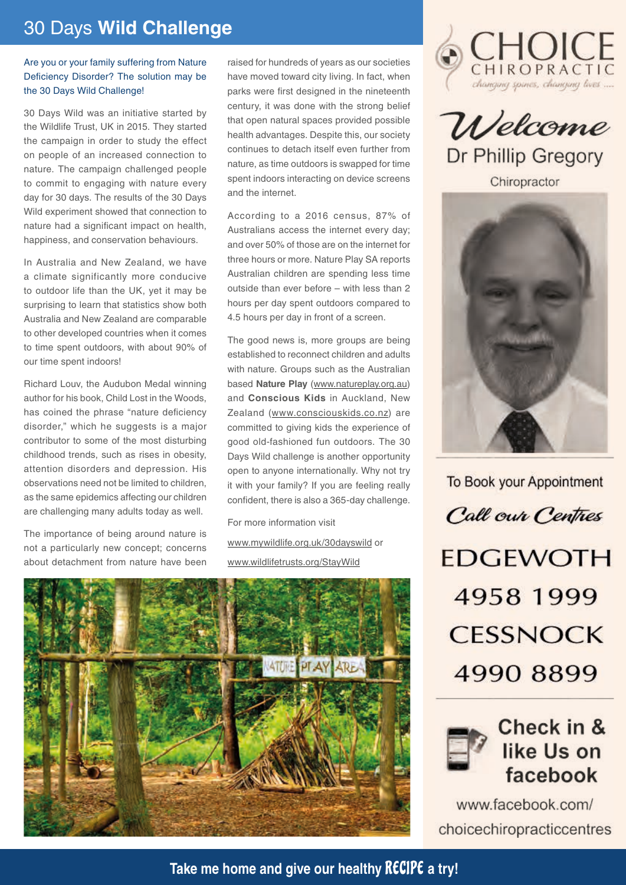# 30 Days **Wild Challenge**

Are you or your family suffering from Nature Deficiency Disorder? The solution may be the 30 Days Wild Challenge!

30 Days Wild was an initiative started by the Wildlife Trust, UK in 2015. They started the campaign in order to study the effect on people of an increased connection to nature. The campaign challenged people to commit to engaging with nature every day for 30 days. The results of the 30 Days Wild experiment showed that connection to nature had a significant impact on health, happiness, and conservation behaviours.

In Australia and New Zealand, we have a climate significantly more conducive to outdoor life than the UK, yet it may be surprising to learn that statistics show both Australia and New Zealand are comparable to other developed countries when it comes to time spent outdoors, with about 90% of our time spent indoors!

Richard Louv, the Audubon Medal winning author for his book, Child Lost in the Woods, has coined the phrase "nature deficiency disorder," which he suggests is a major contributor to some of the most disturbing childhood trends, such as rises in obesity, attention disorders and depression. His observations need not be limited to children, as the same epidemics affecting our children are challenging many adults today as well.

The importance of being around nature is not a particularly new concept; concerns about detachment from nature have been raised for hundreds of years as our societies have moved toward city living. In fact, when parks were first designed in the nineteenth century, it was done with the strong belief that open natural spaces provided possible health advantages. Despite this, our society continues to detach itself even further from nature, as time outdoors is swapped for time spent indoors interacting on device screens and the internet.

According to a 2016 census, 87% of Australians access the internet every day; and over 50% of those are on the internet for three hours or more. Nature Play SA reports Australian children are spending less time outside than ever before – with less than 2 hours per day spent outdoors compared to 4.5 hours per day in front of a screen.

The good news is, more groups are being established to reconnect children and adults with nature. Groups such as the Australian based **Nature Play** (www.natureplay.org.au) and **Conscious Kids** in Auckland, New Zealand (www.consciouskids.co.nz) are committed to giving kids the experience of good old-fashioned fun outdoors. The 30 Days Wild challenge is another opportunity open to anyone internationally. Why not try it with your family? If you are feeling really confident, there is also a 365-day challenge.

For more information visit

www.mywildlife.org.uk/30dayswild or

www.wildlifetrusts.org/StayWild

CHOICE CHIROPRACTIC

*changing spines, changing lives ....*

*Welcome*

Dr Phillip Gregory

Chiropractor

To Book your Appointment

*Call our Centres*

EDGEWOTH

4958 1999

CESSNOCK

4990 8899

Check in & like Us on facebook

www.facebook.com/choicechiropracticcentres

**Take me home and give our healthy RECIPE a try!**